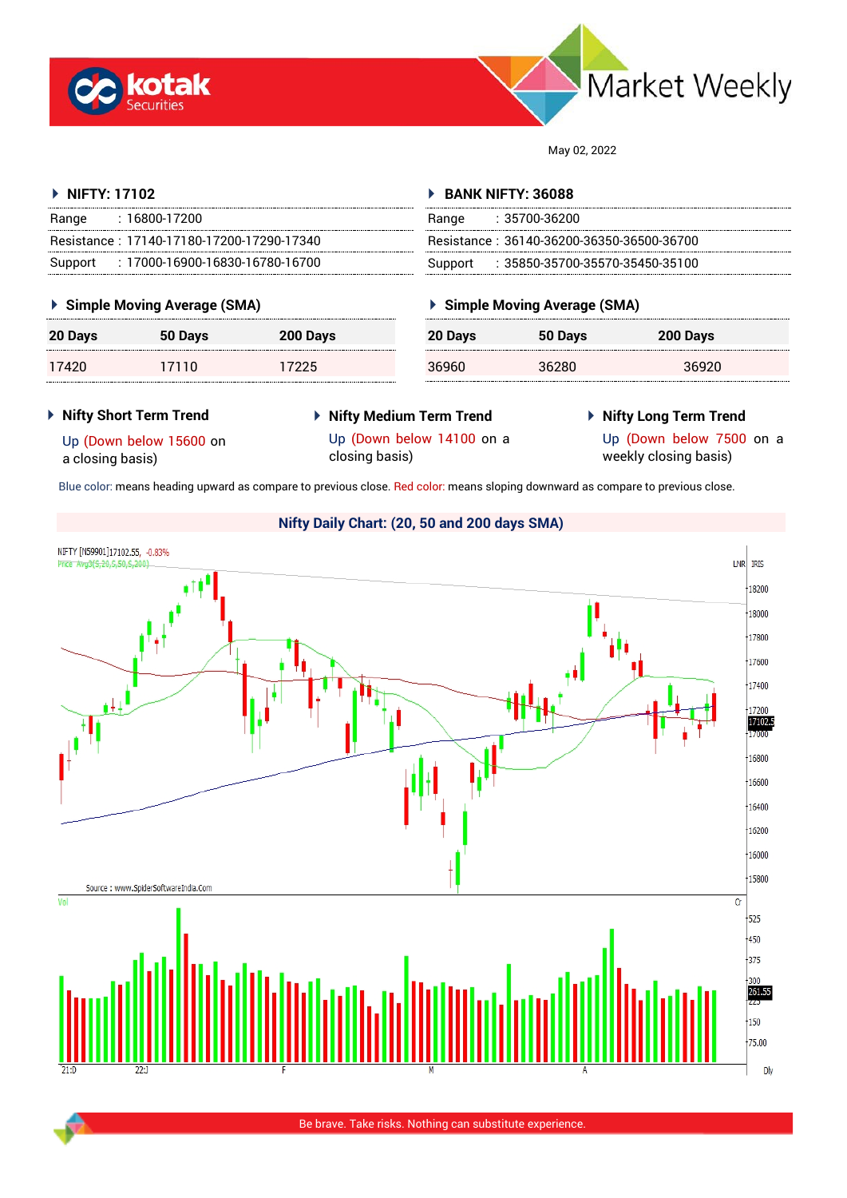# Market Weekly

May 02, 2022

### NIFTY: 17102

| | |
|---|---|
| Range | : 16800-17200 |
| Resistance | : 17140-17180-17200-17290-17340 |
| Support | : 17000-16900-16830-16780-16700 |

### BANK NIFTY: 36088

| | |
|---|---|
| Range | : 35700-36200 |
| Resistance | : 36140-36200-36350-36500-36700 |
| Support | : 35850-35700-35570-35450-35100 |

### Simple Moving Average (SMA) — NIFTY

| 20 Days | 50 Days | 200 Days |
|---|---|---|
| 17420 | 17110 | 17225 |

### Simple Moving Average (SMA) — BANK NIFTY

| 20 Days | 50 Days | 200 Days |
|---|---|---|
| 36960 | 36280 | 36920 |

### Nifty Short Term Trend

Up (Down below 15600 on a closing basis)

### Nifty Medium Term Trend

Up (Down below 14100 on a closing basis)

### Nifty Long Term Trend

Up (Down below 7500 on a weekly closing basis)

Blue color: means heading upward as compare to previous close. Red color: means sloping downward as compare to previous close.

### Nifty Daily Chart: (20, 50 and 200 days SMA)

Source : www.SpiderSoftwareIndia.Com

Be brave. Take risks. Nothing can substitute experience.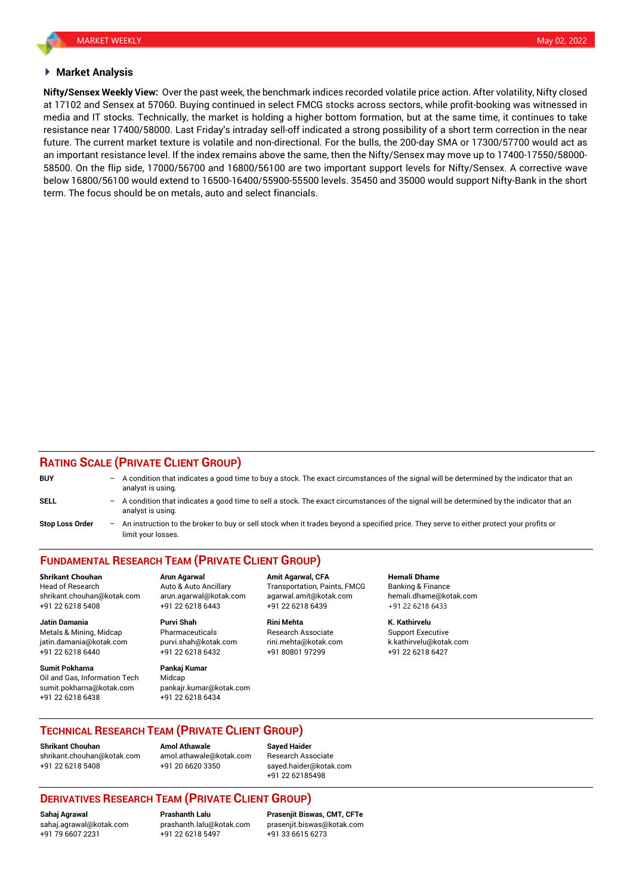## Market Analysis

**Nifty/Sensex Weekly View:** Over the past week, the benchmark indices recorded volatile price action. After volatility, Nifty closed at 17102 and Sensex at 57060. Buying continued in select FMCG stocks across sectors, while profit-booking was witnessed in media and IT stocks. Technically, the market is holding a higher bottom formation, but at the same time, it continues to take resistance near 17400/58000. Last Friday's intraday sell-off indicated a strong possibility of a short term correction in the near future. The current market texture is volatile and non-directional. For the bulls, the 200-day SMA or 17300/57700 would act as an important resistance level. If the index remains above the same, then the Nifty/Sensex may move up to 17400-17550/58000-58500. On the flip side, 17000/56700 and 16800/56100 are two important support levels for Nifty/Sensex. A corrective wave below 16800/56100 would extend to 16500-16400/55900-55500 levels. 35450 and 35000 would support Nifty-Bank in the short term. The focus should be on metals, auto and select financials.

## RATING SCALE (PRIVATE CLIENT GROUP)

**BUY** – A condition that indicates a good time to buy a stock. The exact circumstances of the signal will be determined by the indicator that an analyst is using.

**SELL** – A condition that indicates a good time to sell a stock. The exact circumstances of the signal will be determined by the indicator that an analyst is using.

**Stop Loss Order** – An instruction to the broker to buy or sell stock when it trades beyond a specified price. They serve to either protect your profits or limit your losses.

## FUNDAMENTAL RESEARCH TEAM (PRIVATE CLIENT GROUP)

**Shrikant Chouhan**
Head of Research
shrikant.chouhan@kotak.com
+91 22 6218 5408

**Arun Agarwal**
Auto & Auto Ancillary
arun.agarwal@kotak.com
+91 22 6218 6443

**Amit Agarwal, CFA**
Transportation, Paints, FMCG
agarwal.amit@kotak.com
+91 22 6218 6439

**Hemali Dhame**
Banking & Finance
hemali.dhame@kotak.com
+91 22 6218 6433

**Jatin Damania**
Metals & Mining, Midcap
jatin.damania@kotak.com
+91 22 6218 6440

**Purvi Shah**
Pharmaceuticals
purvi.shah@kotak.com
+91 22 6218 6432

**Rini Mehta**
Research Associate
rini.mehta@kotak.com
+91 80801 97299

**K. Kathirvelu**
Support Executive
k.kathirvelu@kotak.com
+91 22 6218 6427

**Sumit Pokharna**
Oil and Gas, Information Tech
sumit.pokharna@kotak.com
+91 22 6218 6438

**Pankaj Kumar**
Midcap
pankajr.kumar@kotak.com
+91 22 6218 6434

## TECHNICAL RESEARCH TEAM (PRIVATE CLIENT GROUP)

**Shrikant Chouhan**
shrikant.chouhan@kotak.com
+91 22 6218 5408

**Amol Athawale**
amol.athawale@kotak.com
+91 20 6620 3350

**Sayed Haider**
Research Associate
sayed.haider@kotak.com
+91 22 62185498

## DERIVATIVES RESEARCH TEAM (PRIVATE CLIENT GROUP)

**Sahaj Agrawal**
sahaj.agrawal@kotak.com
+91 79 6607 2231

**Prashanth Lalu**
prashanth.lalu@kotak.com
+91 22 6218 5497

**Prasenjit Biswas, CMT, CFTe**
prasenjit.biswas@kotak.com
+91 33 6615 6273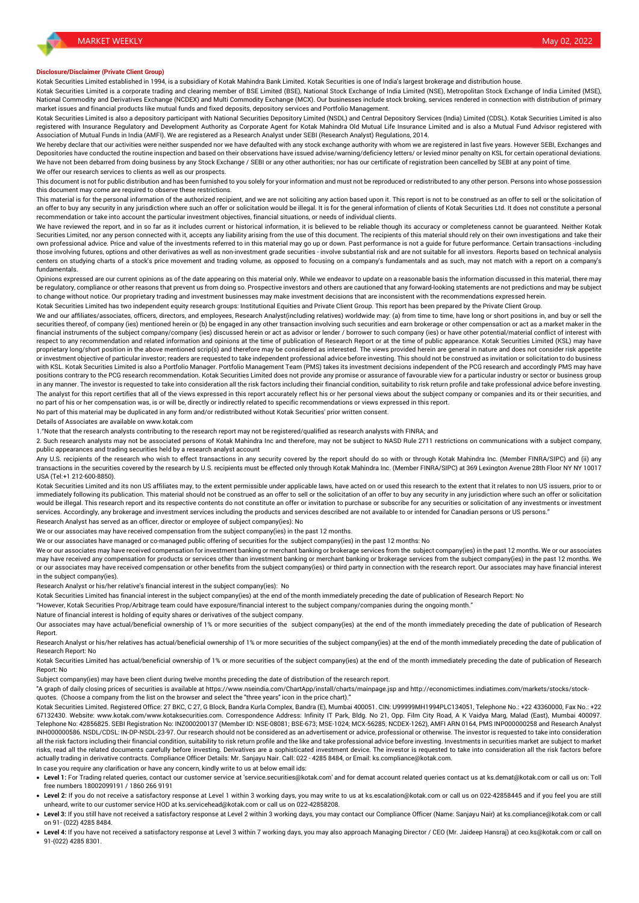**Disclosure/Disclaimer (Private Client Group)**

Kotak Securities Limited established in 1994, is a subsidiary of Kotak Mahindra Bank Limited. Kotak Securities is one of India's largest brokerage and distribution house.

Kotak Securities Limited is a corporate trading and clearing member of BSE Limited (BSE), National Stock Exchange of India Limited (NSE), Metropolitan Stock Exchange of India Limited (MSE), National Commodity and Derivatives Exchange (NCDEX) and Multi Commodity Exchange (MCX). Our businesses include stock broking, services rendered in connection with distribution of primary market issues and financial products like mutual funds and fixed deposits, depository services and Portfolio Management.

Kotak Securities Limited is also a depository participant with National Securities Depository Limited (NSDL) and Central Depository Services (India) Limited (CDSL). Kotak Securities Limited is also registered with Insurance Regulatory and Development Authority as Corporate Agent for Kotak Mahindra Old Mutual Life Insurance Limited and is also a Mutual Fund Advisor registered with Association of Mutual Funds in India (AMFI). We are registered as a Research Analyst under SEBI (Research Analyst) Regulations, 2014.

We hereby declare that our activities were neither suspended nor we have defaulted with any stock exchange authority with whom we are registered in last five years. However SEBI, Exchanges and Depositories have conducted the routine inspection and based on their observations have issued advise/warning/deficiency letters/ or levied minor penalty on KSL for certain operational deviations. We have not been debarred from doing business by any Stock Exchange / SEBI or any other authorities; nor has our certificate of registration been cancelled by SEBI at any point of time.

We offer our research services to clients as well as our prospects.

This document is not for public distribution and has been furnished to you solely for your information and must not be reproduced or redistributed to any other person. Persons into whose possession this document may come are required to observe these restrictions.

This material is for the personal information of the authorized recipient, and we are not soliciting any action based upon it. This report is not to be construed as an offer to sell or the solicitation of an offer to buy any security in any jurisdiction where such an offer or solicitation would be illegal. It is for the general information of clients of Kotak Securities Ltd. It does not constitute a personal recommendation or take into account the particular investment objectives, financial situations, or needs of individual clients.

We have reviewed the report, and in so far as it includes current or historical information, it is believed to be reliable though its accuracy or completeness cannot be guaranteed. Neither Kotak Securities Limited, nor any person connected with it, accepts any liability arising from the use of this document. The recipients of this material should rely on their own investigations and take their own professional advice. Price and value of the investments referred to in this material may go up or down. Past performance is not a guide for future performance. Certain transactions -including those involving futures, options and other derivatives as well as non-investment grade securities - involve substantial risk and are not suitable for all investors. Reports based on technical analysis centers on studying charts of a stock's price movement and trading volume, as opposed to focusing on a company's fundamentals and as such, may not match with a report on a company's fundamentals.

Opinions expressed are our current opinions as of the date appearing on this material only. While we endeavor to update on a reasonable basis the information discussed in this material, there may be regulatory, compliance or other reasons that prevent us from doing so. Prospective investors and others are cautioned that any forward-looking statements are not predictions and may be subject to change without notice. Our proprietary trading and investment businesses may make investment decisions that are inconsistent with the recommendations expressed herein.

Kotak Securities Limited has two independent equity research groups: Institutional Equities and Private Client Group. This report has been prepared by the Private Client Group.

We and our affiliates/associates, officers, directors, and employees, Research Analyst(including relatives) worldwide may: (a) from time to time, have long or short positions in, and buy or sell the securities thereof, of company (ies) mentioned herein or (b) be engaged in any other transaction involving such securities and earn brokerage or other compensation or act as a market maker in the financial instruments of the subject company/company (ies) discussed herein or act as advisor or lender / borrower to such company (ies) or have other potential/material conflict of interest with respect to any recommendation and related information and opinions at the time of publication of Research Report or at the time of public appearance. Kotak Securities Limited (KSL) may have proprietary long/short position in the above mentioned scrip(s) and therefore may be considered as interested. The views provided herein are general in nature and does not consider risk appetite or investment objective of particular investor; readers are requested to take independent professional advice before investing. This should not be construed as invitation or solicitation to do business with KSL. Kotak Securities Limited is also a Portfolio Manager. Portfolio Management Team (PMS) takes its investment decisions independent of the PCG research and accordingly PMS may have positions contrary to the PCG research recommendation. Kotak Securities Limited does not provide any promise or assurance of favourable view for a particular industry or sector or business group in any manner. The investor is requested to take into consideration all the risk factors including their financial condition, suitability to risk return profile and take professional advice before investing.

The analyst for this report certifies that all of the views expressed in this report accurately reflect his or her personal views about the subject company or companies and its or their securities, and no part of his or her compensation was, is or will be, directly or indirectly related to specific recommendations or views expressed in this report.

No part of this material may be duplicated in any form and/or redistributed without Kotak Securities' prior written consent.

Details of Associates are available on www.kotak.com

1."Note that the research analysts contributing to the research report may not be registered/qualified as research analysts with FINRA; and

2. Such research analysts may not be associated persons of Kotak Mahindra Inc and therefore, may not be subject to NASD Rule 2711 restrictions on communications with a subject company, public appearances and trading securities held by a research analyst account

Any U.S. recipients of the research who wish to effect transactions in any security covered by the report should do so with or through Kotak Mahindra Inc. (Member FINRA/SIPC) and (ii) any transactions in the securities covered by the research by U.S. recipients must be effected only through Kotak Mahindra Inc. (Member FINRA/SIPC) at 369 Lexington Avenue 28th Floor NY NY 10017 USA (Tel:+1 212-600-8850).

Kotak Securities Limited and its non US affiliates may, to the extent permissible under applicable laws, have acted on or used this research to the extent that it relates to non US issuers, prior to or immediately following its publication. This material should not be construed as an offer to sell or the solicitation of an offer to buy any security in any jurisdiction where such an offer or solicitation would be illegal. This research report and its respective contents do not constitute an offer or invitation to purchase or subscribe for any securities or solicitation of any investments or investment services. Accordingly, any brokerage and investment services including the products and services described are not available to or intended for Canadian persons or US persons."

Research Analyst has served as an officer, director or employee of subject company(ies): No

We or our associates may have received compensation from the subject company(ies) in the past 12 months.

We or our associates have managed or co-managed public offering of securities for the subject company(ies) in the past 12 months: No

We or our associates may have received compensation for investment banking or merchant banking or brokerage services from the subject company(ies) in the past 12 months. We or our associates may have received any compensation for products or services other than investment banking or merchant banking or brokerage services from the subject company(ies) in the past 12 months. We or our associates may have received compensation or other benefits from the subject company(ies) or third party in connection with the research report. Our associates may have financial interest in the subject company(ies).

Research Analyst or his/her relative's financial interest in the subject company(ies): No

Kotak Securities Limited has financial interest in the subject company(ies) at the end of the month immediately preceding the date of publication of Research Report: No

"However, Kotak Securities Prop/Arbitrage team could have exposure/financial interest to the subject company/companies during the ongoing month."

Nature of financial interest is holding of equity shares or derivatives of the subject company.

Our associates may have actual/beneficial ownership of 1% or more securities of the subject company(ies) at the end of the month immediately preceding the date of publication of Research Report.

Research Analyst or his/her relatives has actual/beneficial ownership of 1% or more securities of the subject company(ies) at the end of the month immediately preceding the date of publication of Research Report: No

Kotak Securities Limited has actual/beneficial ownership of 1% or more securities of the subject company(ies) at the end of the month immediately preceding the date of publication of Research Report: No

Subject company(ies) may have been client during twelve months preceding the date of distribution of the research report.

"A graph of daily closing prices of securities is available at https://www.nseindia.com/ChartApp/install/charts/mainpage.jsp and http://economictimes.indiatimes.com/markets/stocks/stock-quotes. (Choose a company from the list on the browser and select the "three years" icon in the price chart)."

Kotak Securities Limited. Registered Office: 27 BKC, C 27, G Block, Bandra Kurla Complex, Bandra (E), Mumbai 400051. CIN: U99999MH1994PLC134051, Telephone No.: +22 43360000, Fax No.: +22 67132430. Website: www.kotak.com/www.kotaksecurities.com. Correspondence Address: Infinity IT Park, Bldg. No 21, Opp. Film City Road, A K Vaidya Marg, Malad (East), Mumbai 400097. Telephone No: 42856825. SEBI Registration No: INZ000200137 (Member ID: NSE-08081; BSE-673; MSE-1024; MCX-56285; NCDEX-1262), AMFI ARN 0164, PMS INP000000258 and Research Analyst INH000000586. NSDL/CDSL: IN-DP-NSDL-23-97. Our research should not be considered as an advertisement or advice, professional or otherwise. The investor is requested to take into consideration all the risk factors including their financial condition, suitability to risk return profile and the like and take professional advice before investing. Investments in securities market are subject to market risks, read all the related documents carefully before investing. Derivatives are a sophisticated investment device. The investor is requested to take into consideration all the risk factors before actually trading in derivative contracts. Compliance Officer Details: Mr. Sanjayu Nair. Call: 022 - 4285 8484, or Email: ks.compliance@kotak.com.

In case you require any clarification or have any concern, kindly write to us at below email ids:

- **Level 1:** For Trading related queries, contact our customer service at 'service.securities@kotak.com' and for demat account related queries contact us at ks.demat@kotak.com or call us on: Toll free numbers 18002099191 / 1860 266 9191
- **Level 2:** If you do not receive a satisfactory response at Level 1 within 3 working days, you may write to us at ks.escalation@kotak.com or call us on 022-42858445 and if you feel you are still unheard, write to our customer service HOD at ks.servicehead@kotak.com or call us on 022-42858208.
- **Level 3:** If you still have not received a satisfactory response at Level 2 within 3 working days, you may contact our Compliance Officer (Name: Sanjayu Nair) at ks.compliance@kotak.com or call on 91- (022) 4285 8484.
- **Level 4:** If you have not received a satisfactory response at Level 3 within 7 working days, you may also approach Managing Director / CEO (Mr. Jaideep Hansraj) at ceo.ks@kotak.com or call on 91-(022) 4285 8301.